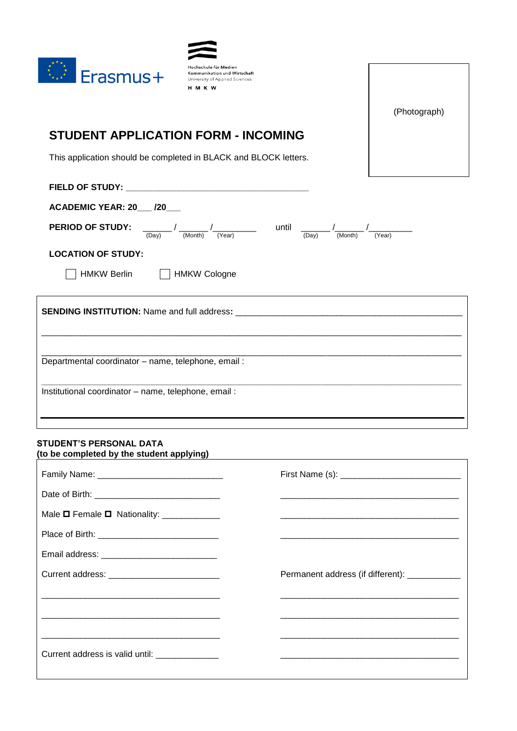Erasmus+

Hochschule für Medien Kommunikation und Wirtschaft
University of Applied Sciences
H M K W

(Photograph)

# STUDENT APPLICATION FORM - INCOMING

This application should be completed in BLACK and BLOCK letters.

**FIELD OF STUDY:** ______________________________________

**ACADEMIC YEAR: 20___ /20___**

**PERIOD OF STUDY:** ______ / ______ /_________ until ______ /______ /_________
(Day) (Month) (Year) (Day) (Month) (Year)

**LOCATION OF STUDY:**

☐ HMKW Berlin ☐ HMKW Cologne

**SENDING INSTITUTION:** Name and full address: _______________________________________________

_____________________________________________________________________________________

_____________________________________________________________________________________

Departmental coordinator – name, telephone, email :

_____________________________________________________________________________________

Institutional coordinator – name, telephone, email :

**STUDENT'S PERSONAL DATA**
**(to be completed by the student applying)**

| | |
|---|---|
| Family Name: __________________________ | First Name (s): _________________________ |
| Date of Birth: __________________________ | _____________________________________ |
| Male ☐ Female ☐ Nationality: ____________ | _____________________________________ |
| Place of Birth: _________________________ | _____________________________________ |
| Email address: ________________________ | |
| Current address: _______________________ | Permanent address (if different): ___________ |
| _____________________________________ | _____________________________________ |
| _____________________________________ | _____________________________________ |
| _____________________________________ | _____________________________________ |
| Current address is valid until: _____________ | _____________________________________ |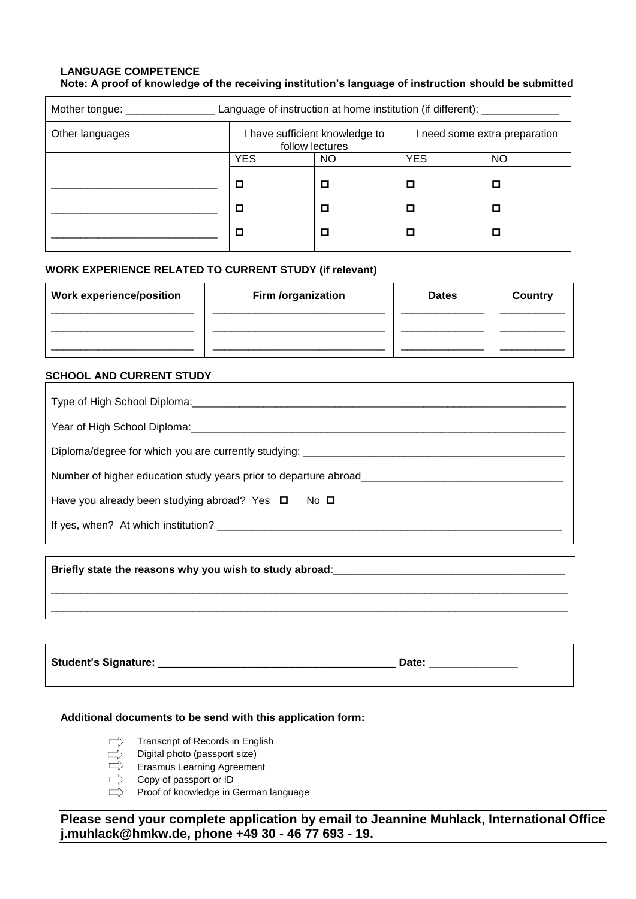**LANGUAGE COMPETENCE**

**Note: A proof of knowledge of the receiving institution's language of instruction should be submitted**

Mother tongue: _______________ Language of instruction at home institution (if different): _____________

| Other languages | I have sufficient knowledge to follow lectures | | I need some extra preparation | |
|---|---|---|---|---|
| | YES | NO | YES | NO |
| ___________________________ | ☐ | ☐ | ☐ | ☐ |
| ___________________________ | ☐ | ☐ | ☐ | ☐ |
| ___________________________ | ☐ | ☐ | ☐ | ☐ |

**WORK EXPERIENCE RELATED TO CURRENT STUDY (if relevant)**

| Work experience/position | Firm /organization | Dates | Country |
|---|---|---|---|
| ________________________ | ____________________________ | ______________ | ___________ |
| ________________________ | ____________________________ | ______________ | ___________ |
| ________________________ | ____________________________ | ______________ | ___________ |

**SCHOOL AND CURRENT STUDY**

Type of High School Diploma:_________________________________________________________________

Year of High School Diploma:_________________________________________________________________

Diploma/degree for which you are currently studying: ______________________________________________

Number of higher education study years prior to departure abroad__________________________________

Have you already been studying abroad? Yes ☐ No ☐

If yes, when? At which institution? ____________________________________________________________

**Briefly state the reasons why you wish to study abroad**:______________________________________

___________________________________________________________________________________________

___________________________________________________________________________________________

**Student's Signature: ________________________________________** Date: _______________

**Additional documents to be send with this application form:**

- ⇨ Transcript of Records in English
- ⇨ Digital photo (passport size)
- ⇨ Erasmus Learning Agreement
- ⇨ Copy of passport or ID
- ⇨ Proof of knowledge in German language

**Please send your complete application by email to Jeannine Muhlack, International Office j.muhlack@hmkw.de, phone +49 30 - 46 77 693 - 19.**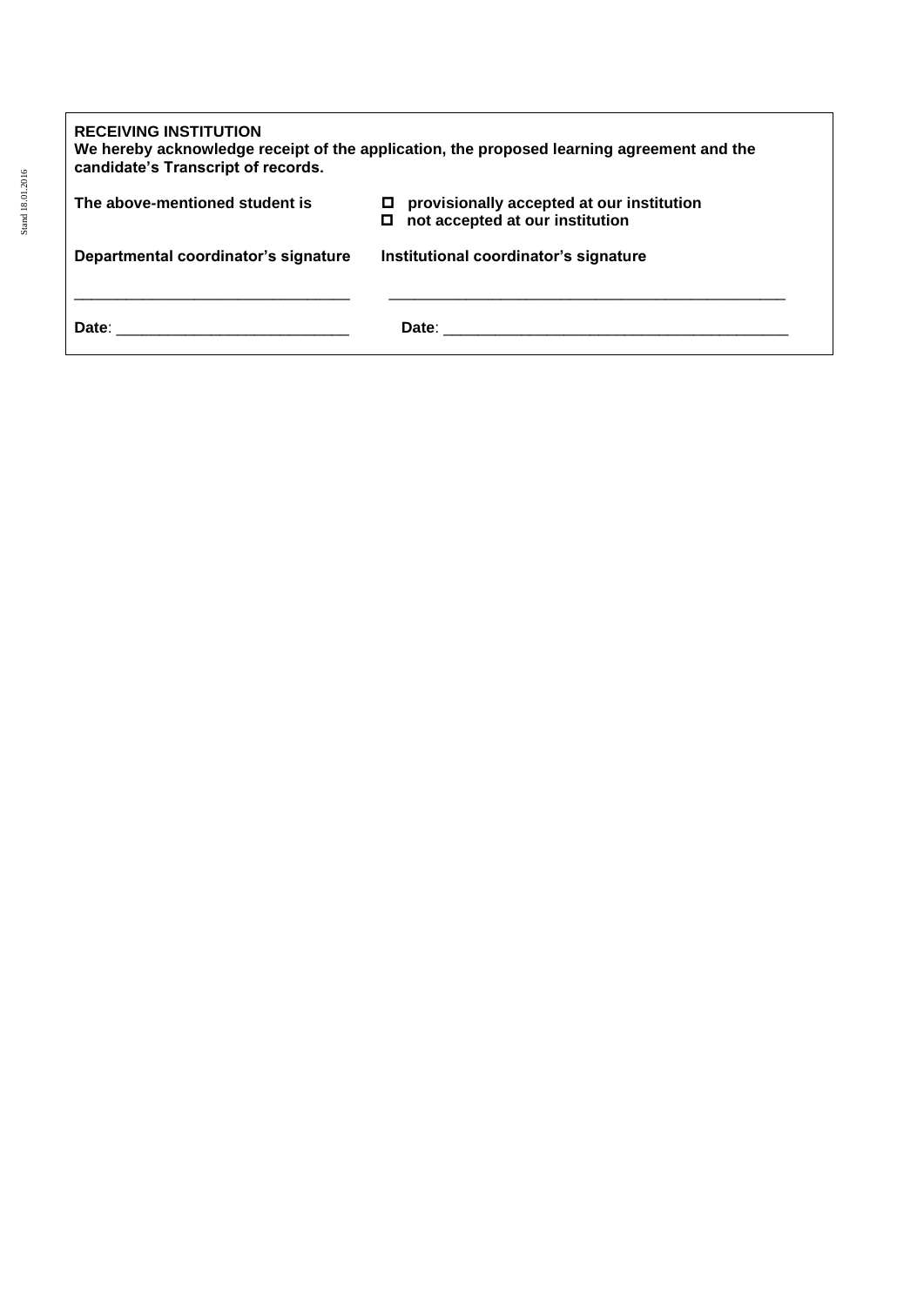**RECEIVING INSTITUTION**
**We hereby acknowledge receipt of the application, the proposed learning agreement and the candidate's Transcript of records.**

**The above-mentioned student is**

- ☐ **provisionally accepted at our institution**
- ☐ **not accepted at our institution**

| | |
|---|---|
| **Departmental coordinator's signature** | **Institutional coordinator's signature** |
| _______________________________ | _______________________________________________ |
| **Date**: ___________________________ | **Date**: ________________________________________ |